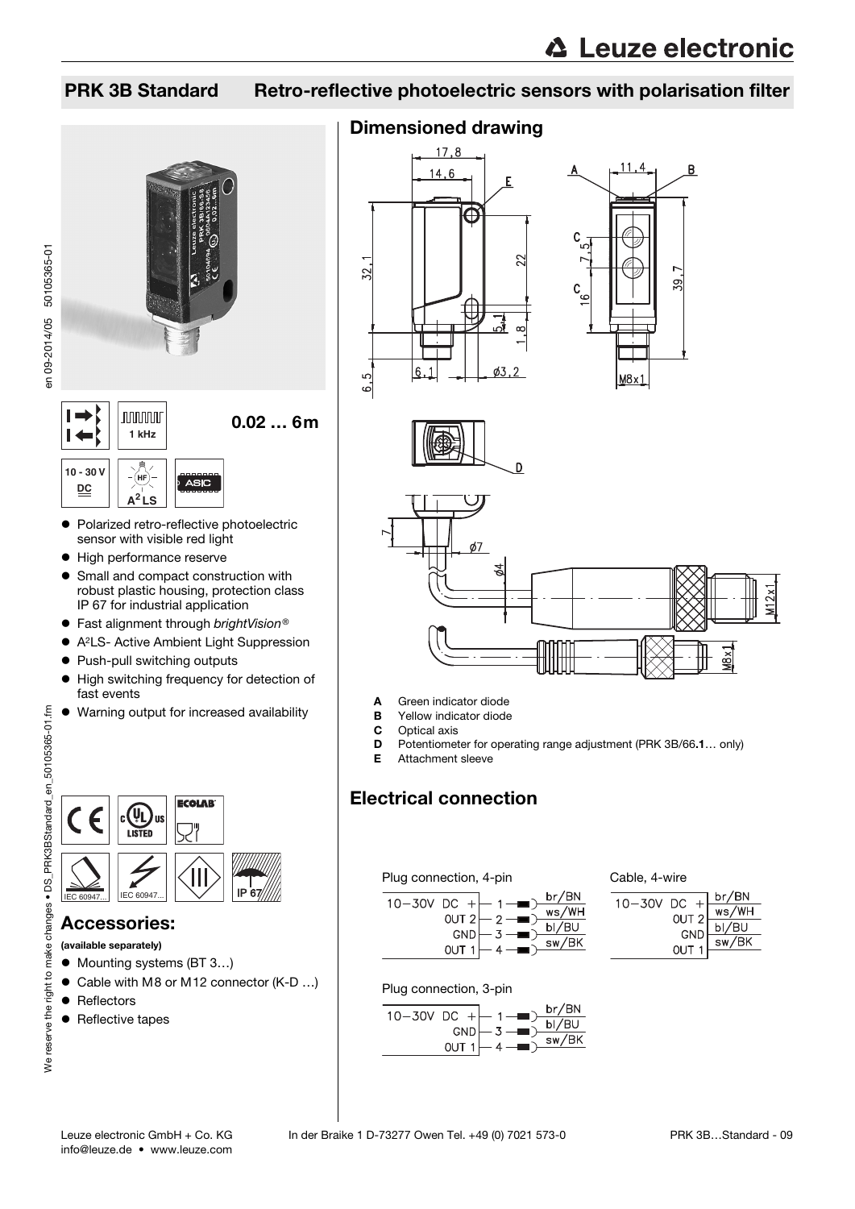# PRK 3B Standard — Retro-reflective photoelectric sensors with polarisation filter

1 kHz

**0.02 … 6m**

10 - 30 V DC

A²LS

ASIC

- Polarized retro-reflective photoelectric sensor with visible red light
- High performance reserve
- Small and compact construction with robust plastic housing, protection class IP 67 for industrial application
- Fast alignment through *brightVision®*
- A²LS- Active Ambient Light Suppression
- Push-pull switching outputs
- High switching frequency for detection of fast events
- Warning output for increased availability

IEC 60947... IEC 60947... IP 67

## Accessories:

**(available separately)**

- Mounting systems (BT 3…)
- Cable with M8 or M12 connector (K-D …)
- Reflectors
- Reflective tapes

## Dimensioned drawing

- **A** Green indicator diode
- **B** Yellow indicator diode
- **C** Optical axis
- **D** Potentiometer for operating range adjustment (PRK 3B/66.**1**… only)
- **E** Attachment sleeve

## Electrical connection

Plug connection, 4-pin

| Signal | Pin | Wire |
|---|---|---|
| 10−30V DC + | 1 | br/BN |
| OUT 2 | 2 | ws/WH |
| GND | 3 | bl/BU |
| OUT 1 | 4 | sw/BK |

Cable, 4-wire

| Signal | Wire |
|---|---|
| 10−30V DC + | br/BN |
| OUT 2 | ws/WH |
| GND | bl/BU |
| OUT 1 | sw/BK |

Plug connection, 3-pin

| Signal | Pin | Wire |
|---|---|---|
| 10−30V DC + | 1 | br/BN |
| GND | 3 | bl/BU |
| OUT 1 | 4 | sw/BK |

Leuze electronic GmbH + Co. KG  In der Braike 1 D-73277 Owen Tel. +49 (0) 7021 573-0
info@leuze.de • www.leuze.com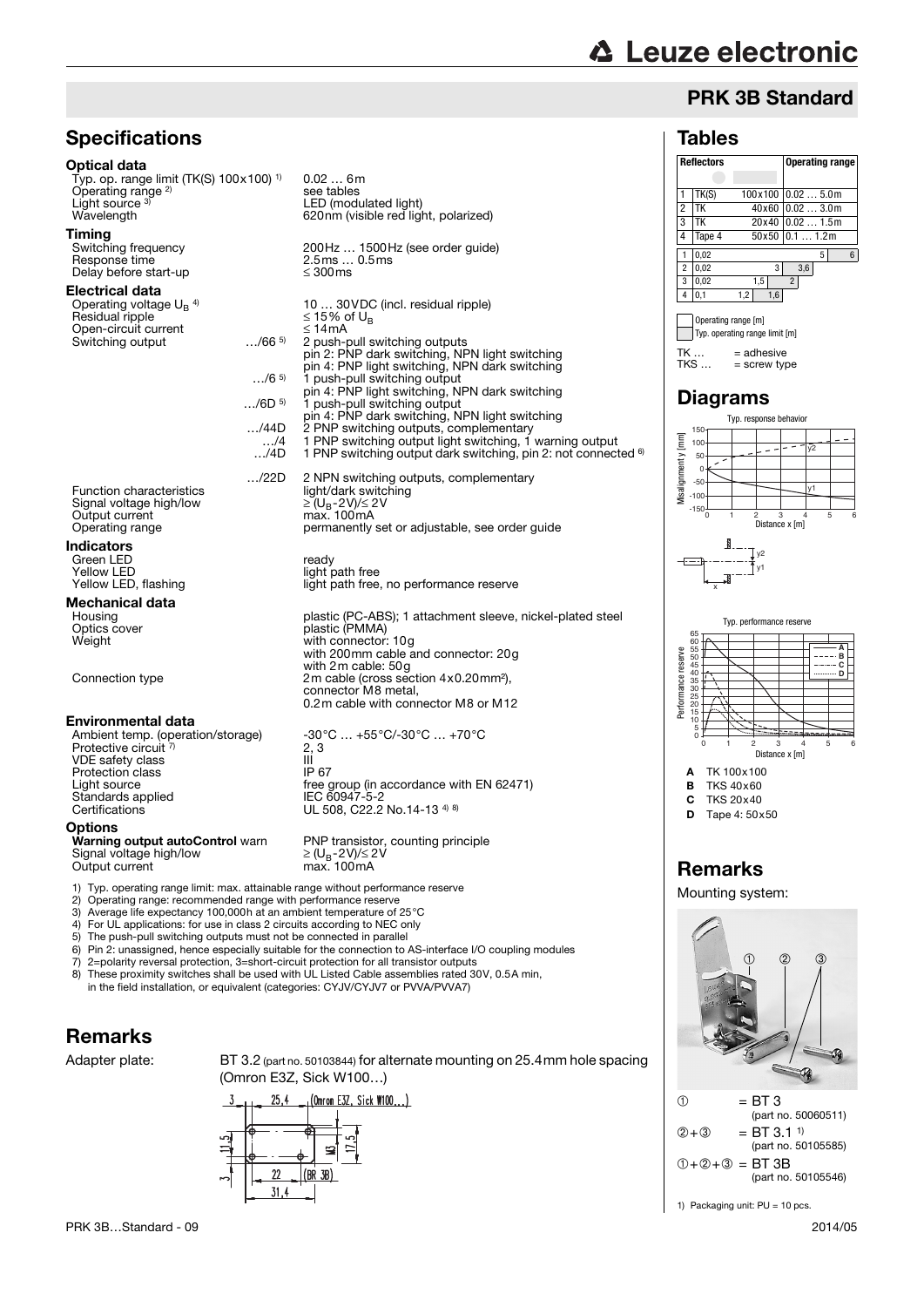# PRK 3B Standard

## Specifications

### Optical data

| | |
|---|---|
| Typ. op. range limit (TK(S) 100x100) [1] | 0.02 … 6m |
| Operating range [2] | see tables |
| Light source [3] | LED (modulated light) |
| Wavelength | 620nm (visible red light, polarized) |

### Timing

| | |
|---|---|
| Switching frequency | 200Hz … 1500Hz (see order guide) |
| Response time | 2.5ms … 0.5ms |
| Delay before start-up | ≤ 300ms |

### Electrical data

| | | |
|---|---|---|
| Operating voltage $U_B$ [4] | | 10 … 30VDC (incl. residual ripple) |
| Residual ripple | | ≤ 15% of $U_B$ |
| Open-circuit current | | ≤ 14mA |
| Switching output | …/66 [5] | 2 push-pull switching outputs<br>pin 2: PNP dark switching, NPN light switching<br>pin 4: PNP light switching, NPN dark switching |
| | …/6 [5] | 1 push-pull switching output<br>pin 4: PNP light switching, NPN dark switching |
| | …/6D [5] | 1 push-pull switching output<br>pin 4: PNP dark switching, NPN light switching |
| | …/44D | 2 PNP switching outputs, complementary |
| | …/4 | 1 PNP switching output light switching, 1 warning output |
| | …/4D | 1 PNP switching output dark switching, pin 2: not connected [6] |
| | …/22D | 2 NPN switching outputs, complementary |
| Function characteristics | | light/dark switching |
| Signal voltage high/low | | ≥ ($U_B$-2V)/≤ 2V |
| Output current | | max. 100mA |
| Operating range | | permanently set or adjustable, see order guide |

### Indicators

| | |
|---|---|
| Green LED | ready |
| Yellow LED | light path free |
| Yellow LED, flashing | light path free, no performance reserve |

### Mechanical data

| | |
|---|---|
| Housing | plastic (PC-ABS); 1 attachment sleeve, nickel-plated steel |
| Optics cover | plastic (PMMA) |
| Weight | with connector: 10g<br>with 200mm cable and connector: 20g<br>with 2m cable: 50g |
| Connection type | 2m cable (cross section 4x0.20mm²),<br>connector M8 metal,<br>0.2m cable with connector M8 or M12 |

### Environmental data

| | |
|---|---|
| Ambient temp. (operation/storage) | -30°C … +55°C/-30°C … +70°C |
| Protective circuit [7] | 2, 3 |
| VDE safety class | III |
| Protection class | IP 67 |
| Light source | free group (in accordance with EN 62471) |
| Standards applied | IEC 60947-5-2 |
| Certifications | UL 508, C22.2 No.14-13 [4] [8] |

### Options

| | |
|---|---|
| **Warning output autoControl** warn | PNP transistor, counting principle |
| Signal voltage high/low | ≥ ($U_B$-2V)/≤ 2V |
| Output current | max. 100mA |

1) Typ. operating range limit: max. attainable range without performance reserve
2) Operating range: recommended range with performance reserve
3) Average life expectancy 100,000h at an ambient temperature of 25°C
4) For UL applications: for use in class 2 circuits according to NEC only
5) The push-pull switching outputs must not be connected in parallel
6) Pin 2: unassigned, hence especially suitable for the connection to AS-interface I/O coupling modules
7) 2=polarity reversal protection, 3=short-circuit protection for all transistor outputs
8) These proximity switches shall be used with UL Listed Cable assemblies rated 30V, 0.5A min, in the field installation, or equivalent (categories: CYJV/CYJV7 or PVVA/PVVA7)

## Remarks

Adapter plate: BT 3.2 (part no. 50103844) for alternate mounting on 25.4mm hole spacing (Omron E3Z, Sick W100…)

## Tables

| | Reflectors | | Operating range |
|---|---|---|---|
| 1 | TK(S) | 100x100 | 0.02 … 5.0m |
| 2 | TK | 40x60 | 0.02 … 3.0m |
| 3 | TK | 20x40 | 0.02 … 1.5m |
| 4 | Tape 4 | 50x50 | 0.1 … 1.2m |

| | Operating range [m] | Typ. operating range limit [m] |
|---|---|---|
| 1 | 0.02 … 5 | 6 |
| 2 | 0.02 … 3 | 3.6 |
| 3 | 0.02 … 1.5 | 2 |
| 4 | 0.1 … 1.2 | 1.6 |

TK … = adhesive
TKS … = screw type

## Diagrams

Typ. response behavior

Typ. performance reserve

**A** TK 100x100
**B** TKS 40x60
**C** TKS 20x40
**D** Tape 4: 50x50

## Remarks

Mounting system:

① = BT 3 (part no. 50060511)
②+③ = BT 3.1 [1] (part no. 50105585)
①+②+③ = BT 3B (part no. 50105546)

1) Packaging unit: PU = 10 pcs.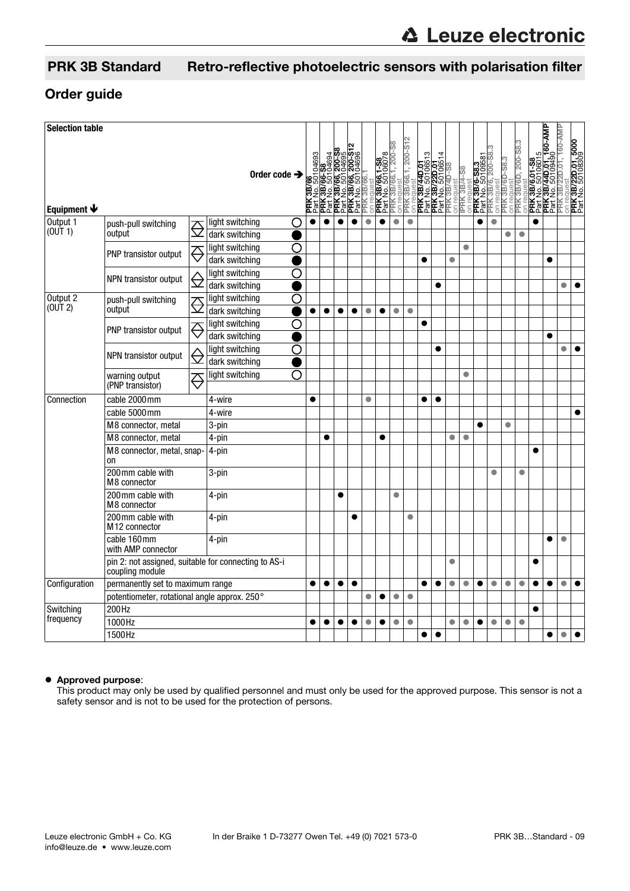## PRK 3B Standard — Retro-reflective photoelectric sensors with polarisation filter

## Order guide

| Selection table<br>Equipment ↓ | | Order code → | PRK 3B/66<br>Part No. 50104693 | PRK 3B/66-S8<br>Part No. 50104694 | PRK 3B/66, 200-S8<br>Part No. 50104695 | PRK 3B/66, 200-S12<br>Part No. 50104696 | PRK 3B/66.1<br>on request | PRK 3B/66.1-S8<br>Part No. 50106078 | PRK 3B/66.1, 200-S8<br>on request | PRK 3B/66.1, 200-S12<br>on request | PRK 3B/44D.01<br>Part No. 50106513 | PRK 3B/22D.01<br>Part No. 50106514 | PRK 3B/4D-S8<br>on request | PRK 3B/4-S8<br>on request | PRK 3B/6-S8.3<br>Part No. 50109581 | PRK 3B/6, 200-S8.3<br>on request | PRK 3B/6D-S8.3<br>on request | PRK 3B/6D, 200-S8.3<br>on request | PRK 3B/6.01-S8<br>Part No. 50106015 | PRK 3B/44D.01, 160-AMP<br>Part No. 50109490 | PRK 3B/22D.01, 160-AMP<br>on request | PRK 3B/22D.01-5000<br>Part No. 50108309 |
|---|---|---|---|---|---|---|---|---|---|---|---|---|---|---|---|---|---|---|---|---|---|---|
| Output 1 (OUT 1) | push-pull switching output | light switching ○ | ● | ● | ● | ● | ● | ● | ● | ● | | | | | ● | ● | | | ● | | | |
| | | dark switching ● | | | | | | | | | | | | | | | ● | ● | | | | |
| | PNP transistor output | light switching ○ | | | | | | | | | | | | ● | | | | | | | | |
| | | dark switching ● | | | | | | | | | ● | | ● | | | | | | | ● | | |
| | NPN transistor output | light switching ○ | | | | | | | | | | | | | | | | | | | | |
| | | dark switching ● | | | | | | | | | | ● | | | | | | | | | ● | ● |
| Output 2 (OUT 2) | push-pull switching output | light switching ○ | | | | | | | | | | | | | | | | | | | | |
| | | dark switching ● | ● | ● | ● | ● | ● | ● | ● | ● | | | | | | | | | | | | |
| | PNP transistor output | light switching ○ | | | | | | | | | ● | | | | | | | | | | | |
| | | dark switching ● | | | | | | | | | | | | | | | | | | ● | | |
| | NPN transistor output | light switching ○ | | | | | | | | | | ● | | | | | | | | | ● | ● |
| | | dark switching ● | | | | | | | | | | | | | | | | | | | | |
| | warning output (PNP transistor) | light switching ○ | | | | | | | | | | | | ● | | | | | | | | |
| Connection | cable 2000mm | 4-wire | ● | | | | ● | | | | ● | ● | | | | | | | | | | |
| | cable 5000mm | 4-wire | | | | | | | | | | | | | | | | | | | | ● |
| | M8 connector, metal | 3-pin | | | | | | | | | | | | | ● | | ● | | | | | |
| | M8 connector, metal | 4-pin | | ● | | | | ● | | | | | ● | ● | | | | | | | | |
| | M8 connector, metal, snap-on | 4-pin | | | | | | | | | | | | | | | | | ● | | | |
| | 200mm cable with M8 connector | 3-pin | | | | | | | | | | | | | | ● | | ● | | | | |
| | 200mm cable with M8 connector | 4-pin | | | ● | | | | ● | | | | | | | | | | | | | |
| | 200mm cable with M12 connector | 4-pin | | | | ● | | | | ● | | | | | | | | | | | | |
| | cable 160mm with AMP connector | 4-pin | | | | | | | | | | | | | | | | | | ● | ● | |
| | pin 2: not assigned, suitable for connecting to AS-i coupling module | | | | | | | | | | | | ● | | | | | | ● | | | |
| Configuration | permanently set to maximum range | | ● | ● | ● | ● | | | | | ● | ● | ● | ● | ● | ● | ● | ● | ● | ● | ● | ● |
| | potentiometer, rotational angle approx. 250° | | | | | | ● | ● | ● | ● | | | | | | | | | | | | |
| Switching frequency | 200Hz | | | | | | | | | | | | | | | | | | ● | | | |
| | 1000Hz | | ● | ● | ● | ● | ● | ● | ● | ● | | | ● | ● | ● | ● | ● | ● | | | | |
| | 1500Hz | | | | | | | | | | ● | ● | | | | | | | | ● | ● | ● |

- **Approved purpose**:
  This product may only be used by qualified personnel and must only be used for the approved purpose. This sensor is not a safety sensor and is not to be used for the protection of persons.